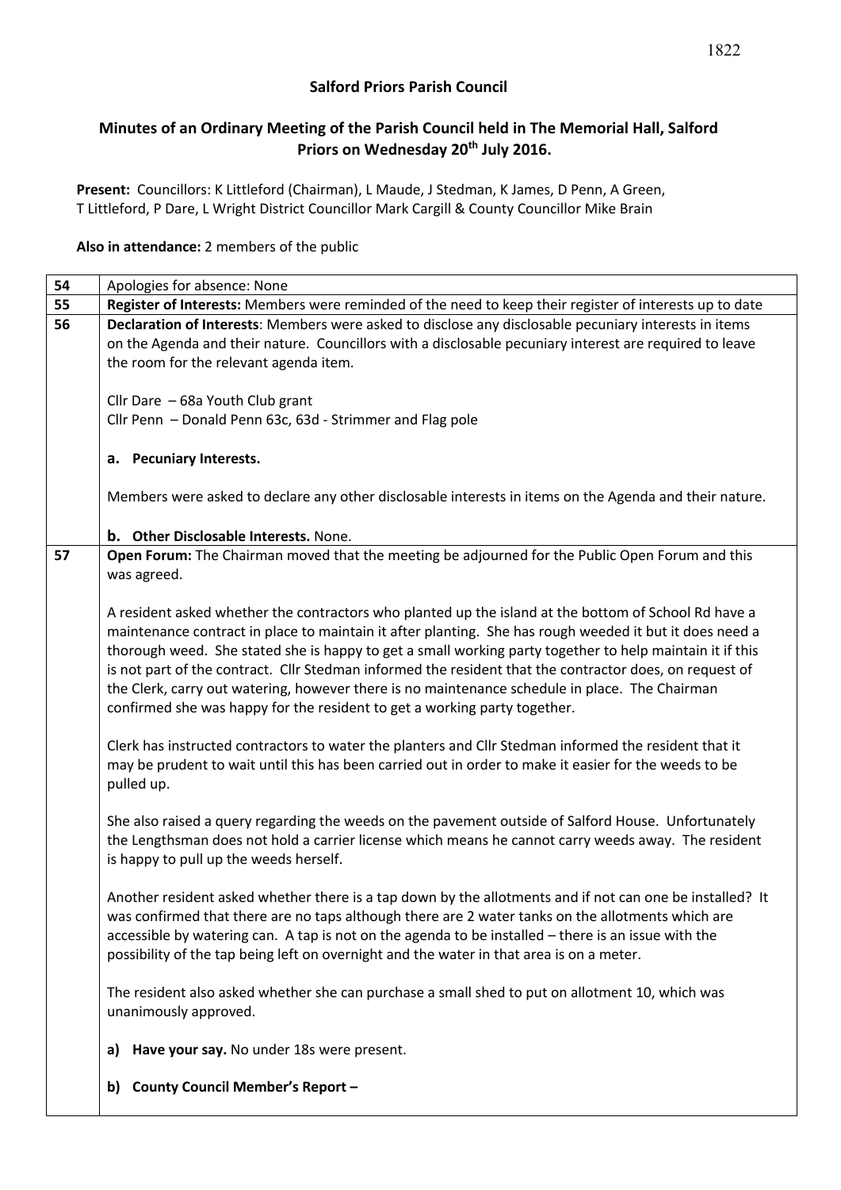## Salford Priors Parish Council

### Minutes of an Ordinary Meeting of the Parish Council held in The Memorial Hall, Salford Priors on Wednesday 20th July 2016.

**Present:** Councillors: K Littleford (Chairman), L Maude, J Stedman, K James, D Penn, A Green, T Littleford, P Dare, L Wright District Councillor Mark Cargill & County Councillor Mike Brain

**Also in attendance:** 2 members of the public

| | |
|---|---|
| 54 | Apologies for absence: None |
| 55 | **Register of Interests:** Members were reminded of the need to keep their register of interests up to date |
| 56 | **Declaration of Interests**: Members were asked to disclose any disclosable pecuniary interests in items on the Agenda and their nature. Councillors with a disclosable pecuniary interest are required to leave the room for the relevant agenda item.<br><br>Cllr Dare – 68a Youth Club grant<br>Cllr Penn – Donald Penn 63c, 63d - Strimmer and Flag pole<br><br>**a. Pecuniary Interests.**<br><br>Members were asked to declare any other disclosable interests in items on the Agenda and their nature.<br><br>**b. Other Disclosable Interests.** None. |
| 57 | **Open Forum:** The Chairman moved that the meeting be adjourned for the Public Open Forum and this was agreed.<br><br>A resident asked whether the contractors who planted up the island at the bottom of School Rd have a maintenance contract in place to maintain it after planting. She has rough weeded it but it does need a thorough weed. She stated she is happy to get a small working party together to help maintain it if this is not part of the contract. Cllr Stedman informed the resident that the contractor does, on request of the Clerk, carry out watering, however there is no maintenance schedule in place. The Chairman confirmed she was happy for the resident to get a working party together.<br><br>Clerk has instructed contractors to water the planters and Cllr Stedman informed the resident that it may be prudent to wait until this has been carried out in order to make it easier for the weeds to be pulled up.<br><br>She also raised a query regarding the weeds on the pavement outside of Salford House. Unfortunately the Lengthsman does not hold a carrier license which means he cannot carry weeds away. The resident is happy to pull up the weeds herself.<br><br>Another resident asked whether there is a tap down by the allotments and if not can one be installed? It was confirmed that there are no taps although there are 2 water tanks on the allotments which are accessible by watering can. A tap is not on the agenda to be installed – there is an issue with the possibility of the tap being left on overnight and the water in that area is on a meter.<br><br>The resident also asked whether she can purchase a small shed to put on allotment 10, which was unanimously approved.<br><br>**a) Have your say.** No under 18s were present.<br><br>**b) County Council Member's Report –** |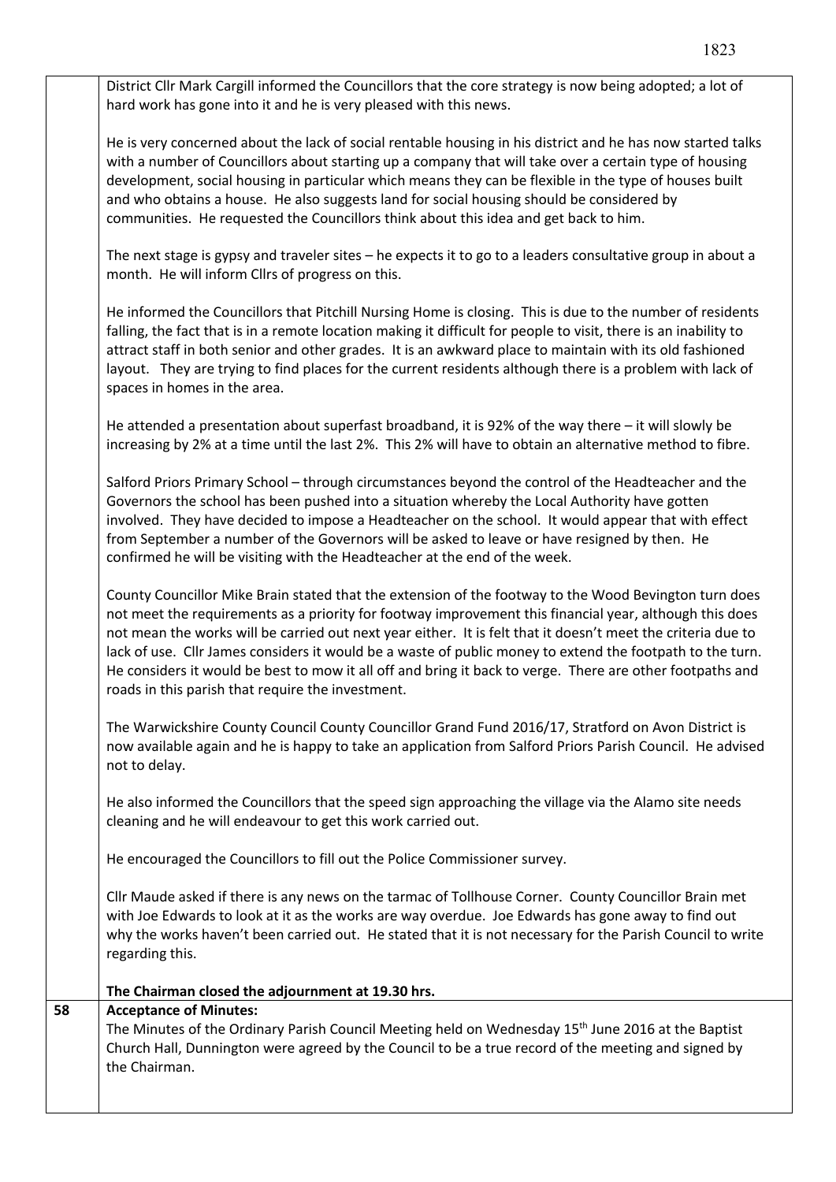District Cllr Mark Cargill informed the Councillors that the core strategy is now being adopted; a lot of hard work has gone into it and he is very pleased with this news.

He is very concerned about the lack of social rentable housing in his district and he has now started talks with a number of Councillors about starting up a company that will take over a certain type of housing development, social housing in particular which means they can be flexible in the type of houses built and who obtains a house. He also suggests land for social housing should be considered by communities. He requested the Councillors think about this idea and get back to him.

The next stage is gypsy and traveler sites – he expects it to go to a leaders consultative group in about a month. He will inform Cllrs of progress on this.

He informed the Councillors that Pitchill Nursing Home is closing. This is due to the number of residents falling, the fact that is in a remote location making it difficult for people to visit, there is an inability to attract staff in both senior and other grades. It is an awkward place to maintain with its old fashioned layout. They are trying to find places for the current residents although there is a problem with lack of spaces in homes in the area.

He attended a presentation about superfast broadband, it is 92% of the way there – it will slowly be increasing by 2% at a time until the last 2%. This 2% will have to obtain an alternative method to fibre.

Salford Priors Primary School – through circumstances beyond the control of the Headteacher and the Governors the school has been pushed into a situation whereby the Local Authority have gotten involved. They have decided to impose a Headteacher on the school. It would appear that with effect from September a number of the Governors will be asked to leave or have resigned by then. He confirmed he will be visiting with the Headteacher at the end of the week.

County Councillor Mike Brain stated that the extension of the footway to the Wood Bevington turn does not meet the requirements as a priority for footway improvement this financial year, although this does not mean the works will be carried out next year either. It is felt that it doesn't meet the criteria due to lack of use. Cllr James considers it would be a waste of public money to extend the footpath to the turn. He considers it would be best to mow it all off and bring it back to verge. There are other footpaths and roads in this parish that require the investment.

The Warwickshire County Council County Councillor Grand Fund 2016/17, Stratford on Avon District is now available again and he is happy to take an application from Salford Priors Parish Council. He advised not to delay.

He also informed the Councillors that the speed sign approaching the village via the Alamo site needs cleaning and he will endeavour to get this work carried out.

He encouraged the Councillors to fill out the Police Commissioner survey.

Cllr Maude asked if there is any news on the tarmac of Tollhouse Corner. County Councillor Brain met with Joe Edwards to look at it as the works are way overdue. Joe Edwards has gone away to find out why the works haven't been carried out. He stated that it is not necessary for the Parish Council to write regarding this.

**The Chairman closed the adjournment at 19.30 hrs.**

**58 Acceptance of Minutes:**

The Minutes of the Ordinary Parish Council Meeting held on Wednesday 15th June 2016 at the Baptist Church Hall, Dunnington were agreed by the Council to be a true record of the meeting and signed by the Chairman.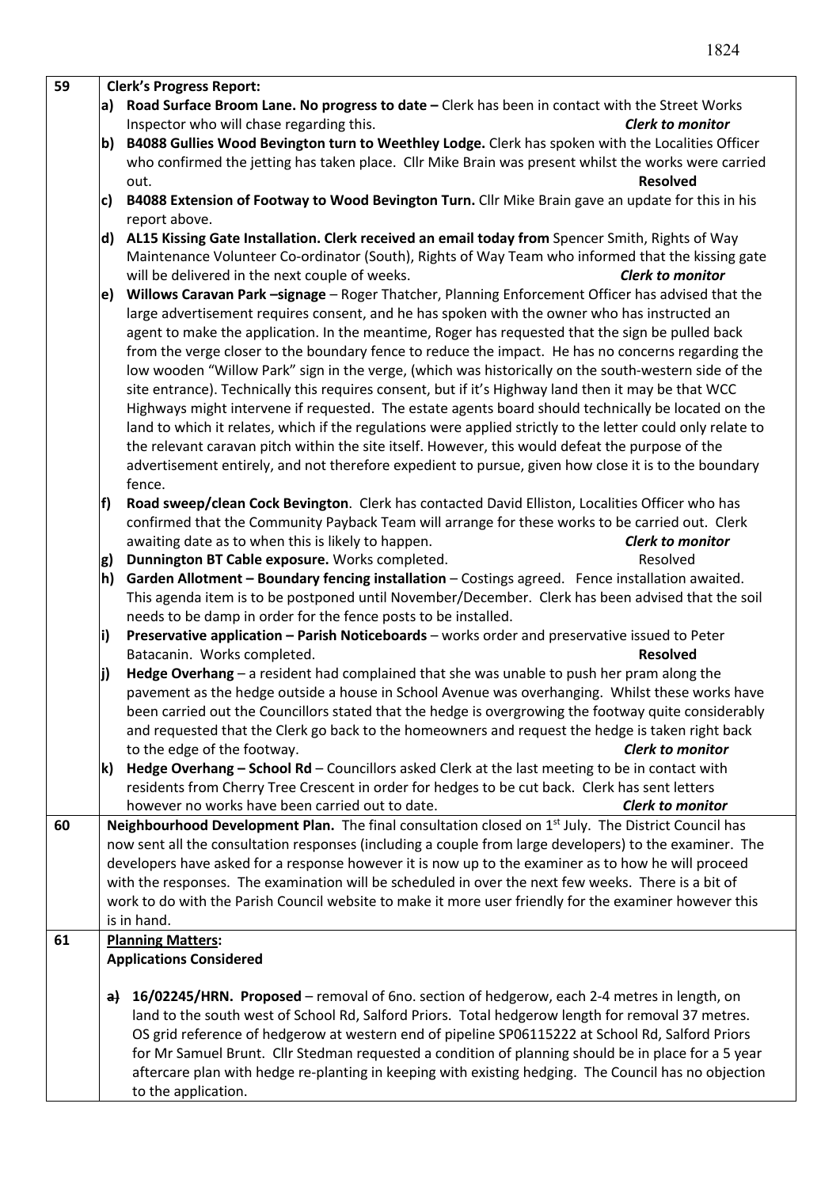| | |
|---|---|
| **59** | **Clerk's Progress Report:**<br>**a) Road Surface Broom Lane. No progress to date –** Clerk has been in contact with the Street Works Inspector who will chase regarding this. ***Clerk to monitor***<br>**b) B4088 Gullies Wood Bevington turn to Weethley Lodge.** Clerk has spoken with the Localities Officer who confirmed the jetting has taken place. Cllr Mike Brain was present whilst the works were carried out. **Resolved**<br>**c) B4088 Extension of Footway to Wood Bevington Turn.** Cllr Mike Brain gave an update for this in his report above.<br>**d) AL15 Kissing Gate Installation. Clerk received an email today from** Spencer Smith, Rights of Way Maintenance Volunteer Co-ordinator (South), Rights of Way Team who informed that the kissing gate will be delivered in the next couple of weeks. ***Clerk to monitor***<br>**e) Willows Caravan Park –signage** – Roger Thatcher, Planning Enforcement Officer has advised that the large advertisement requires consent, and he has spoken with the owner who has instructed an agent to make the application. In the meantime, Roger has requested that the sign be pulled back from the verge closer to the boundary fence to reduce the impact. He has no concerns regarding the low wooden "Willow Park" sign in the verge, (which was historically on the south-western side of the site entrance). Technically this requires consent, but if it's Highway land then it may be that WCC Highways might intervene if requested. The estate agents board should technically be located on the land to which it relates, which if the regulations were applied strictly to the letter could only relate to the relevant caravan pitch within the site itself. However, this would defeat the purpose of the advertisement entirely, and not therefore expedient to pursue, given how close it is to the boundary fence.<br>**f) Road sweep/clean Cock Bevington**. Clerk has contacted David Elliston, Localities Officer who has confirmed that the Community Payback Team will arrange for these works to be carried out. Clerk awaiting date as to when this is likely to happen. ***Clerk to monitor***<br>**g) Dunnington BT Cable exposure.** Works completed. Resolved<br>**h) Garden Allotment – Boundary fencing installation** – Costings agreed. Fence installation awaited. This agenda item is to be postponed until November/December. Clerk has been advised that the soil needs to be damp in order for the fence posts to be installed.<br>**i) Preservative application – Parish Noticeboards** – works order and preservative issued to Peter Batacanin. Works completed. **Resolved**<br>**j) Hedge Overhang** – a resident had complained that she was unable to push her pram along the pavement as the hedge outside a house in School Avenue was overhanging. Whilst these works have been carried out the Councillors stated that the hedge is overgrowing the footway quite considerably and requested that the Clerk go back to the homeowners and request the hedge is taken right back to the edge of the footway. ***Clerk to monitor***<br>**k) Hedge Overhang – School Rd** – Councillors asked Clerk at the last meeting to be in contact with residents from Cherry Tree Crescent in order for hedges to be cut back. Clerk has sent letters however no works have been carried out to date. ***Clerk to monitor*** |
| **60** | **Neighbourhood Development Plan.** The final consultation closed on 1st July. The District Council has now sent all the consultation responses (including a couple from large developers) to the examiner. The developers have asked for a response however it is now up to the examiner as to how he will proceed with the responses. The examination will be scheduled in over the next few weeks. There is a bit of work to do with the Parish Council website to make it more user friendly for the examiner however this is in hand. |
| **61** | **Planning Matters:**<br>**Applications Considered**<br><br>~~a)~~ **16/02245/HRN. Proposed** – removal of 6no. section of hedgerow, each 2-4 metres in length, on land to the south west of School Rd, Salford Priors. Total hedgerow length for removal 37 metres. OS grid reference of hedgerow at western end of pipeline SP06115222 at School Rd, Salford Priors for Mr Samuel Brunt. Cllr Stedman requested a condition of planning should be in place for a 5 year aftercare plan with hedge re-planting in keeping with existing hedging. The Council has no objection to the application. |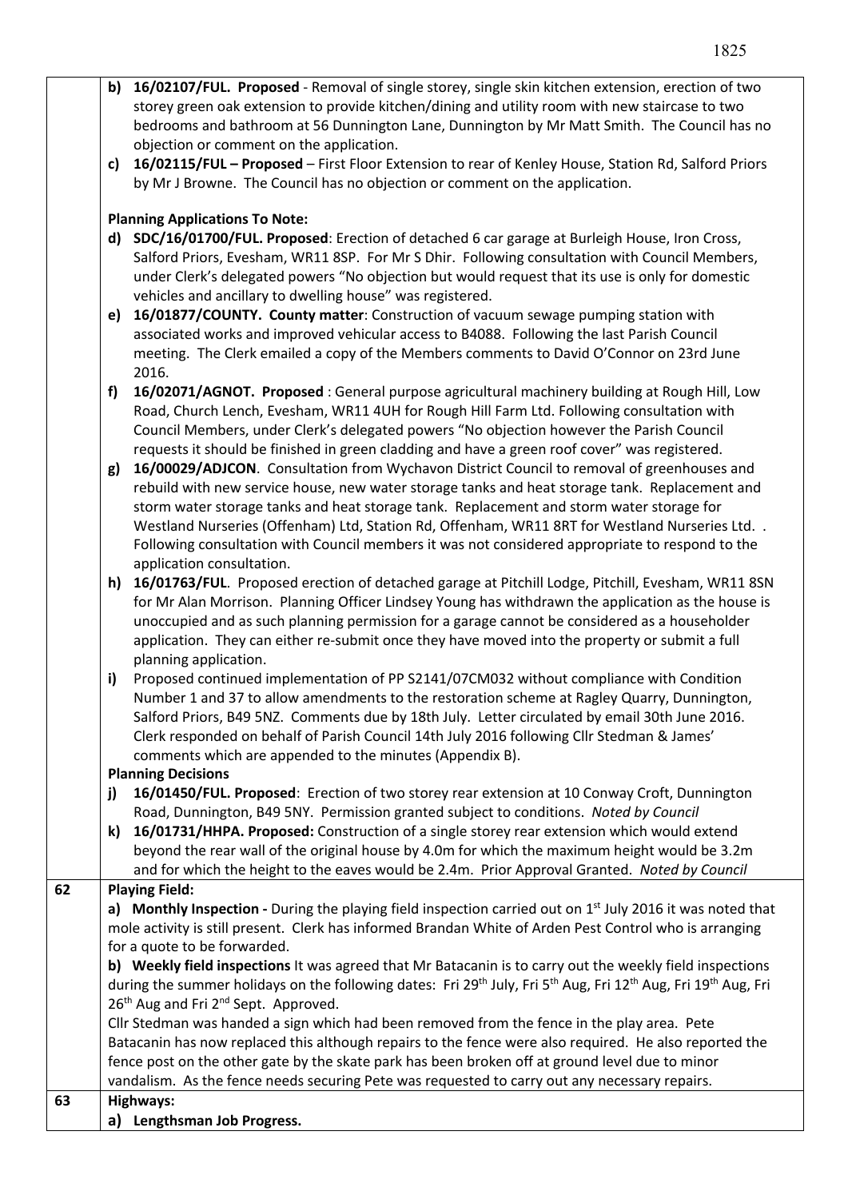| | |
|---|---|
| | **b) 16/02107/FUL. Proposed** - Removal of single storey, single skin kitchen extension, erection of two storey green oak extension to provide kitchen/dining and utility room with new staircase to two bedrooms and bathroom at 56 Dunnington Lane, Dunnington by Mr Matt Smith. The Council has no objection or comment on the application.<br>**c) 16/02115/FUL – Proposed** – First Floor Extension to rear of Kenley House, Station Rd, Salford Priors by Mr J Browne. The Council has no objection or comment on the application.<br><br>**Planning Applications To Note:**<br>**d) SDC/16/01700/FUL. Proposed**: Erection of detached 6 car garage at Burleigh House, Iron Cross, Salford Priors, Evesham, WR11 8SP. For Mr S Dhir. Following consultation with Council Members, under Clerk's delegated powers "No objection but would request that its use is only for domestic vehicles and ancillary to dwelling house" was registered.<br>**e) 16/01877/COUNTY. County matter**: Construction of vacuum sewage pumping station with associated works and improved vehicular access to B4088. Following the last Parish Council meeting. The Clerk emailed a copy of the Members comments to David O'Connor on 23rd June 2016.<br>**f) 16/02071/AGNOT. Proposed** : General purpose agricultural machinery building at Rough Hill, Low Road, Church Lench, Evesham, WR11 4UH for Rough Hill Farm Ltd. Following consultation with Council Members, under Clerk's delegated powers "No objection however the Parish Council requests it should be finished in green cladding and have a green roof cover" was registered.<br>**g) 16/00029/ADJCON**. Consultation from Wychavon District Council to removal of greenhouses and rebuild with new service house, new water storage tanks and heat storage tank. Replacement and storm water storage tanks and heat storage tank. Replacement and storm water storage for Westland Nurseries (Offenham) Ltd, Station Rd, Offenham, WR11 8RT for Westland Nurseries Ltd. . Following consultation with Council members it was not considered appropriate to respond to the application consultation.<br>**h) 16/01763/FUL**. Proposed erection of detached garage at Pitchill Lodge, Pitchill, Evesham, WR11 8SN for Mr Alan Morrison. Planning Officer Lindsey Young has withdrawn the application as the house is unoccupied and as such planning permission for a garage cannot be considered as a householder application. They can either re-submit once they have moved into the property or submit a full planning application.<br>**i)** Proposed continued implementation of PP S2141/07CM032 without compliance with Condition Number 1 and 37 to allow amendments to the restoration scheme at Ragley Quarry, Dunnington, Salford Priors, B49 5NZ. Comments due by 18th July. Letter circulated by email 30th June 2016. Clerk responded on behalf of Parish Council 14th July 2016 following Cllr Stedman & James' comments which are appended to the minutes (Appendix B).<br>**Planning Decisions**<br>**j) 16/01450/FUL. Proposed**: Erection of two storey rear extension at 10 Conway Croft, Dunnington Road, Dunnington, B49 5NY. Permission granted subject to conditions. *Noted by Council*<br>**k) 16/01731/HHPA. Proposed:** Construction of a single storey rear extension which would extend beyond the rear wall of the original house by 4.0m for which the maximum height would be 3.2m and for which the height to the eaves would be 2.4m. Prior Approval Granted. *Noted by Council* |
| 62 | **Playing Field:**<br>**a) Monthly Inspection -** During the playing field inspection carried out on 1st July 2016 it was noted that mole activity is still present. Clerk has informed Brandan White of Arden Pest Control who is arranging for a quote to be forwarded.<br>**b) Weekly field inspections** It was agreed that Mr Batacanin is to carry out the weekly field inspections during the summer holidays on the following dates: Fri 29th July, Fri 5th Aug, Fri 12th Aug, Fri 19th Aug, Fri 26th Aug and Fri 2nd Sept. Approved.<br>Cllr Stedman was handed a sign which had been removed from the fence in the play area. Pete Batacanin has now replaced this although repairs to the fence were also required. He also reported the fence post on the other gate by the skate park has been broken off at ground level due to minor vandalism. As the fence needs securing Pete was requested to carry out any necessary repairs. |
| 63 | **Highways:**<br>**a) Lengthsman Job Progress.** |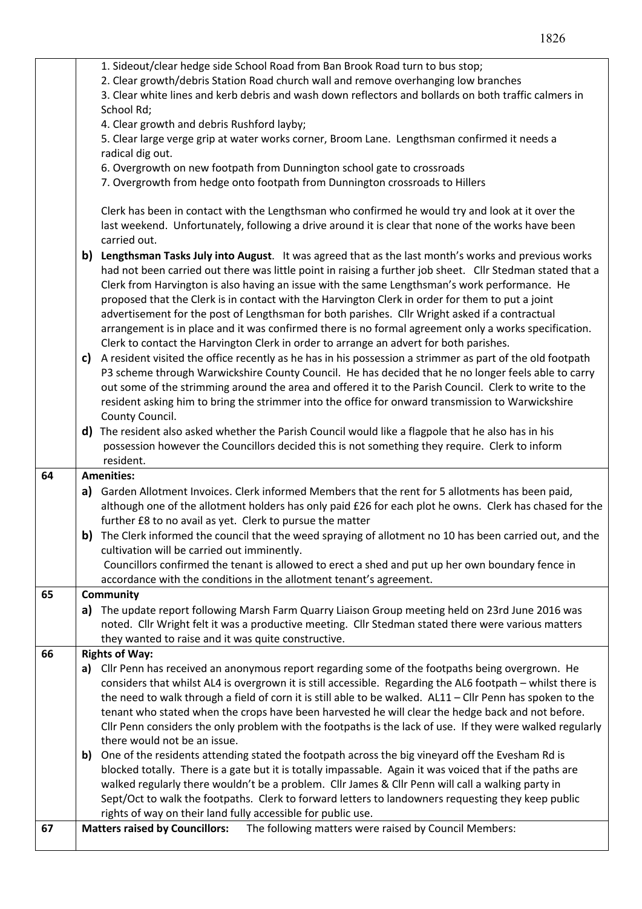| | |
|---|---|
| | 1. Sideout/clear hedge side School Road from Ban Brook Road turn to bus stop;<br>2. Clear growth/debris Station Road church wall and remove overhanging low branches<br>3. Clear white lines and kerb debris and wash down reflectors and bollards on both traffic calmers in School Rd;<br>4. Clear growth and debris Rushford layby;<br>5. Clear large verge grip at water works corner, Broom Lane. Lengthsman confirmed it needs a radical dig out.<br>6. Overgrowth on new footpath from Dunnington school gate to crossroads<br>7. Overgrowth from hedge onto footpath from Dunnington crossroads to Hillers<br><br>Clerk has been in contact with the Lengthsman who confirmed he would try and look at it over the last weekend. Unfortunately, following a drive around it is clear that none of the works have been carried out.<br>**b) Lengthsman Tasks July into August**. It was agreed that as the last month's works and previous works had not been carried out there was little point in raising a further job sheet. Cllr Stedman stated that a Clerk from Harvington is also having an issue with the same Lengthsman's work performance. He proposed that the Clerk is in contact with the Harvington Clerk in order for them to put a joint advertisement for the post of Lengthsman for both parishes. Cllr Wright asked if a contractual arrangement is in place and it was confirmed there is no formal agreement only a works specification. Clerk to contact the Harvington Clerk in order to arrange an advert for both parishes.<br>**c)** A resident visited the office recently as he has in his possession a strimmer as part of the old footpath P3 scheme through Warwickshire County Council. He has decided that he no longer feels able to carry out some of the strimming around the area and offered it to the Parish Council. Clerk to write to the resident asking him to bring the strimmer into the office for onward transmission to Warwickshire County Council.<br>**d)** The resident also asked whether the Parish Council would like a flagpole that he also has in his possession however the Councillors decided this is not something they require. Clerk to inform resident. |
| **64** | **Amenities:** |
| | **a)** Garden Allotment Invoices. Clerk informed Members that the rent for 5 allotments has been paid, although one of the allotment holders has only paid £26 for each plot he owns. Clerk has chased for the further £8 to no avail as yet. Clerk to pursue the matter<br>**b)** The Clerk informed the council that the weed spraying of allotment no 10 has been carried out, and the cultivation will be carried out imminently.<br>Councillors confirmed the tenant is allowed to erect a shed and put up her own boundary fence in accordance with the conditions in the allotment tenant's agreement. |
| **65** | **Community** |
| | **a)** The update report following Marsh Farm Quarry Liaison Group meeting held on 23rd June 2016 was noted. Cllr Wright felt it was a productive meeting. Cllr Stedman stated there were various matters they wanted to raise and it was quite constructive. |
| **66** | **Rights of Way:** |
| | **a)** Cllr Penn has received an anonymous report regarding some of the footpaths being overgrown. He considers that whilst AL4 is overgrown it is still accessible. Regarding the AL6 footpath – whilst there is the need to walk through a field of corn it is still able to be walked. AL11 – Cllr Penn has spoken to the tenant who stated when the crops have been harvested he will clear the hedge back and not before. Cllr Penn considers the only problem with the footpaths is the lack of use. If they were walked regularly there would not be an issue.<br>**b)** One of the residents attending stated the footpath across the big vineyard off the Evesham Rd is blocked totally. There is a gate but it is totally impassable. Again it was voiced that if the paths are walked regularly there wouldn't be a problem. Cllr James & Cllr Penn will call a walking party in Sept/Oct to walk the footpaths. Clerk to forward letters to landowners requesting they keep public rights of way on their land fully accessible for public use. |
| **67** | **Matters raised by Councillors:** The following matters were raised by Council Members: |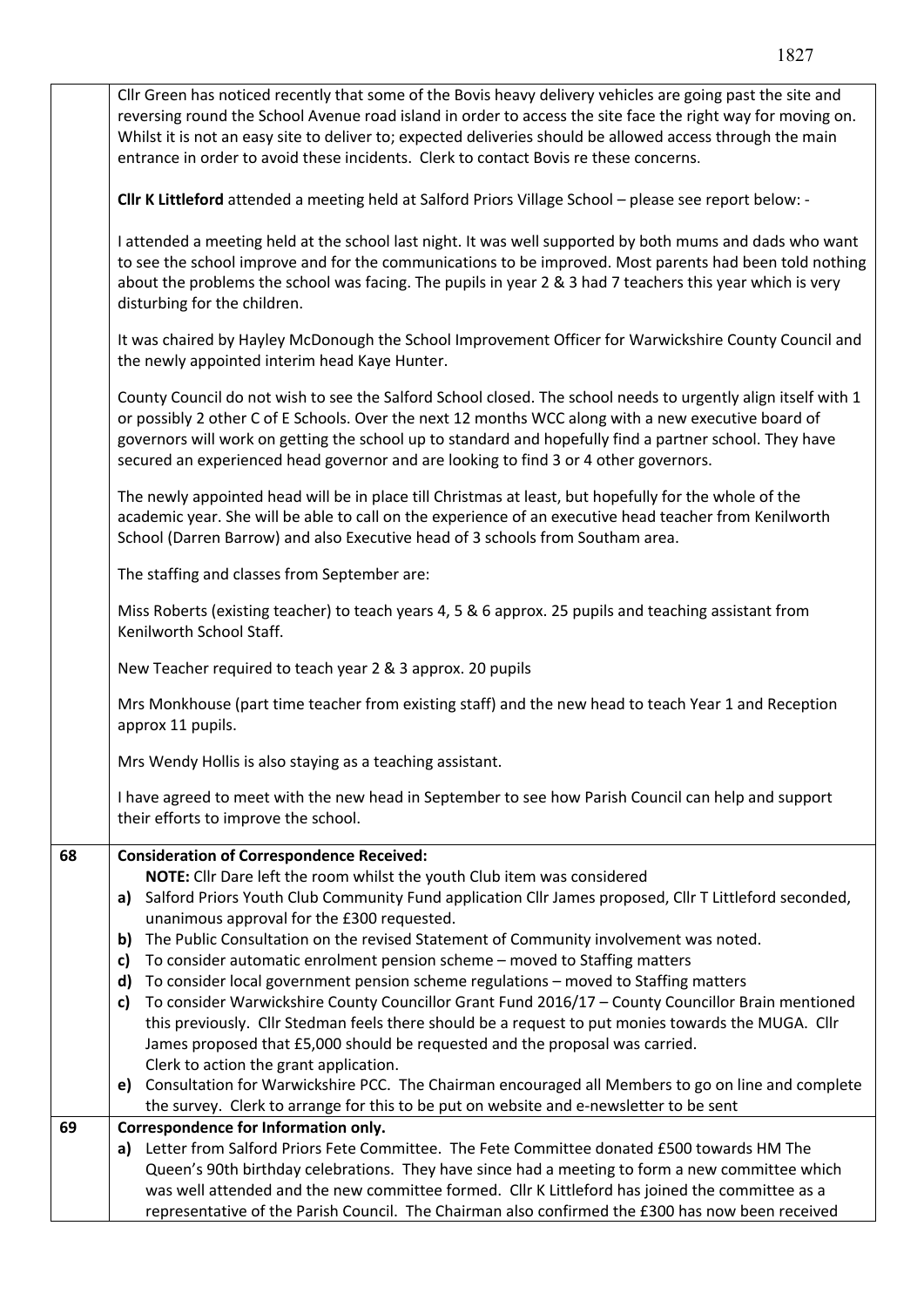| | |
|---|---|
| | Cllr Green has noticed recently that some of the Bovis heavy delivery vehicles are going past the site and reversing round the School Avenue road island in order to access the site face the right way for moving on. Whilst it is not an easy site to deliver to; expected deliveries should be allowed access through the main entrance in order to avoid these incidents. Clerk to contact Bovis re these concerns.<br><br>**Cllr K Littleford** attended a meeting held at Salford Priors Village School – please see report below: -<br><br>I attended a meeting held at the school last night. It was well supported by both mums and dads who want to see the school improve and for the communications to be improved. Most parents had been told nothing about the problems the school was facing. The pupils in year 2 & 3 had 7 teachers this year which is very disturbing for the children.<br><br>It was chaired by Hayley McDonough the School Improvement Officer for Warwickshire County Council and the newly appointed interim head Kaye Hunter.<br><br>County Council do not wish to see the Salford School closed. The school needs to urgently align itself with 1 or possibly 2 other C of E Schools. Over the next 12 months WCC along with a new executive board of governors will work on getting the school up to standard and hopefully find a partner school. They have secured an experienced head governor and are looking to find 3 or 4 other governors.<br><br>The newly appointed head will be in place till Christmas at least, but hopefully for the whole of the academic year. She will be able to call on the experience of an executive head teacher from Kenilworth School (Darren Barrow) and also Executive head of 3 schools from Southam area.<br><br>The staffing and classes from September are:<br><br>Miss Roberts (existing teacher) to teach years 4, 5 & 6 approx. 25 pupils and teaching assistant from Kenilworth School Staff.<br><br>New Teacher required to teach year 2 & 3 approx. 20 pupils<br><br>Mrs Monkhouse (part time teacher from existing staff) and the new head to teach Year 1 and Reception approx 11 pupils.<br><br>Mrs Wendy Hollis is also staying as a teaching assistant.<br><br>I have agreed to meet with the new head in September to see how Parish Council can help and support their efforts to improve the school. |
| **68** | **Consideration of Correspondence Received:**<br>**NOTE:** Cllr Dare left the room whilst the youth Club item was considered<br>**a)** Salford Priors Youth Club Community Fund application Cllr James proposed, Cllr T Littleford seconded, unanimous approval for the £300 requested.<br>**b)** The Public Consultation on the revised Statement of Community involvement was noted.<br>**c)** To consider automatic enrolment pension scheme – moved to Staffing matters<br>**d)** To consider local government pension scheme regulations – moved to Staffing matters<br>**c)** To consider Warwickshire County Councillor Grant Fund 2016/17 – County Councillor Brain mentioned this previously. Cllr Stedman feels there should be a request to put monies towards the MUGA. Cllr James proposed that £5,000 should be requested and the proposal was carried.<br>Clerk to action the grant application.<br>**e)** Consultation for Warwickshire PCC. The Chairman encouraged all Members to go on line and complete the survey. Clerk to arrange for this to be put on website and e-newsletter to be sent |
| **69** | **Correspondence for Information only.**<br>**a)** Letter from Salford Priors Fete Committee. The Fete Committee donated £500 towards HM The Queen's 90th birthday celebrations. They have since had a meeting to form a new committee which was well attended and the new committee formed. Cllr K Littleford has joined the committee as a representative of the Parish Council. The Chairman also confirmed the £300 has now been received |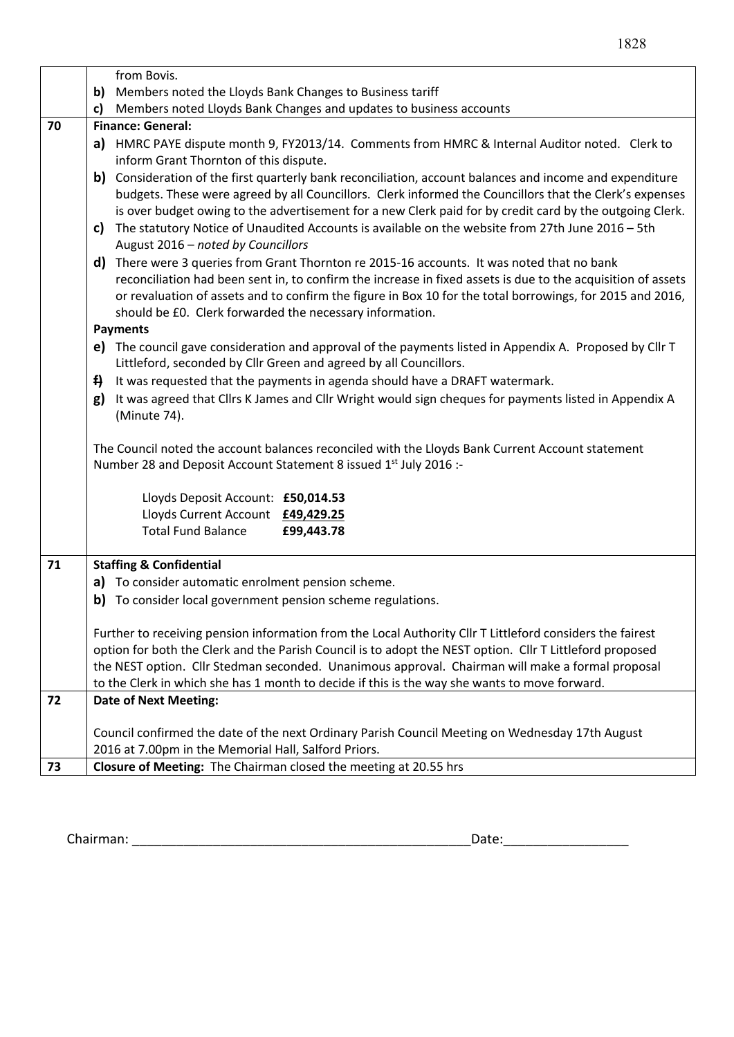| | |
|---|---|
| | from Bovis.<br>**b)** Members noted the Lloyds Bank Changes to Business tariff<br>**c)** Members noted Lloyds Bank Changes and updates to business accounts |
| **70** | **Finance: General:**<br>**a)** HMRC PAYE dispute month 9, FY2013/14. Comments from HMRC & Internal Auditor noted. Clerk to inform Grant Thornton of this dispute.<br>**b)** Consideration of the first quarterly bank reconciliation, account balances and income and expenditure budgets. These were agreed by all Councillors. Clerk informed the Councillors that the Clerk's expenses is over budget owing to the advertisement for a new Clerk paid for by credit card by the outgoing Clerk.<br>**c)** The statutory Notice of Unaudited Accounts is available on the website from 27th June 2016 – 5th August 2016 – *noted by Councillors*<br>**d)** There were 3 queries from Grant Thornton re 2015-16 accounts. It was noted that no bank reconciliation had been sent in, to confirm the increase in fixed assets is due to the acquisition of assets or revaluation of assets and to confirm the figure in Box 10 for the total borrowings, for 2015 and 2016, should be £0. Clerk forwarded the necessary information.<br>**Payments**<br>**e)** The council gave consideration and approval of the payments listed in Appendix A. Proposed by Cllr T Littleford, seconded by Cllr Green and agreed by all Councillors.<br>**f)** It was requested that the payments in agenda should have a DRAFT watermark.<br>**g)** It was agreed that Cllrs K James and Cllr Wright would sign cheques for payments listed in Appendix A (Minute 74).<br><br>The Council noted the account balances reconciled with the Lloyds Bank Current Account statement Number 28 and Deposit Account Statement 8 issued 1st July 2016 :-<br><br>Lloyds Deposit Account: **£50,014.53**<br>Lloyds Current Account **£49,429.25**<br>Total Fund Balance **£99,443.78** |
| **71** | **Staffing & Confidential**<br>**a)** To consider automatic enrolment pension scheme.<br>**b)** To consider local government pension scheme regulations.<br><br>Further to receiving pension information from the Local Authority Cllr T Littleford considers the fairest option for both the Clerk and the Parish Council is to adopt the NEST option. Cllr T Littleford proposed the NEST option. Cllr Stedman seconded. Unanimous approval. Chairman will make a formal proposal to the Clerk in which she has 1 month to decide if this is the way she wants to move forward. |
| **72** | **Date of Next Meeting:**<br><br>Council confirmed the date of the next Ordinary Parish Council Meeting on Wednesday 17th August 2016 at 7.00pm in the Memorial Hall, Salford Priors. |
| **73** | **Closure of Meeting:** The Chairman closed the meeting at 20.55 hrs |

Chairman: ______________________________________________ Date:_________________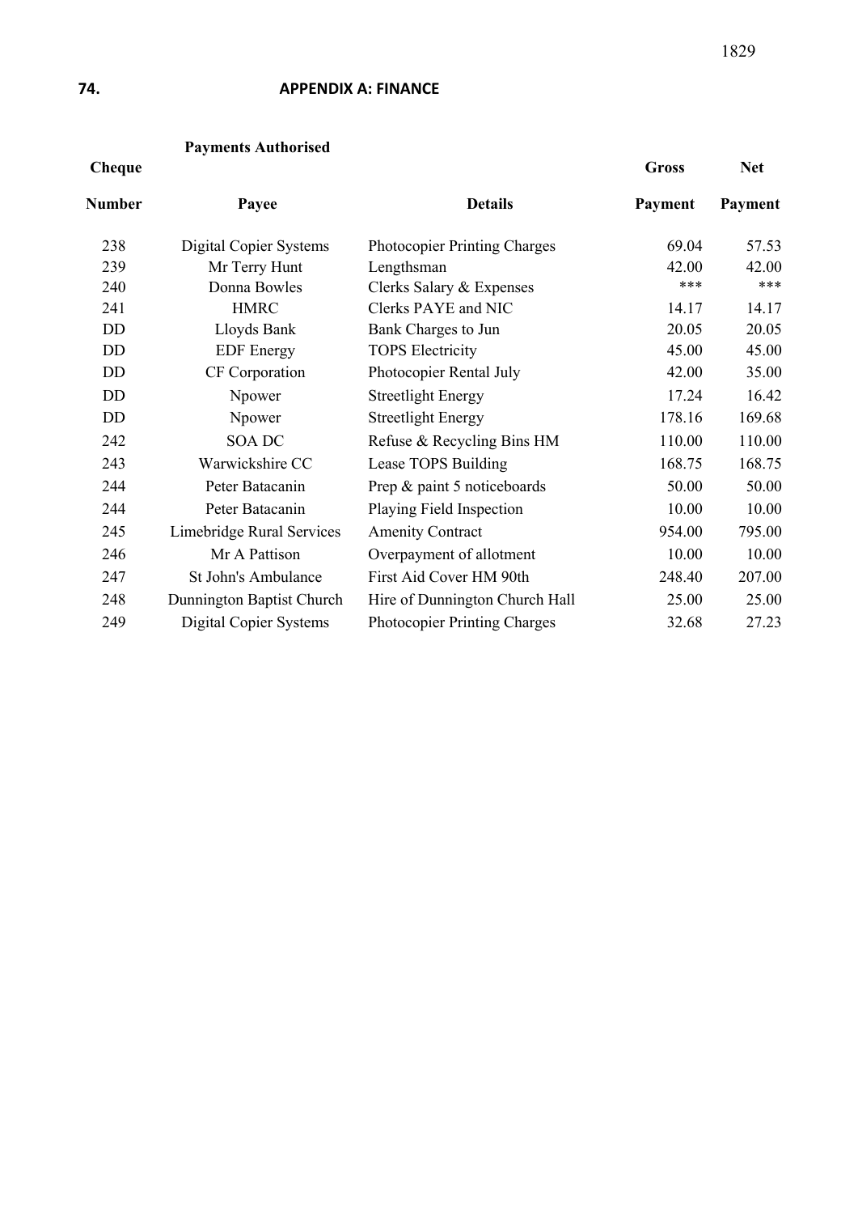**74.** **APPENDIX A: FINANCE**

**Payments Authorised**

| Cheque Number | Payee | Details | Gross Payment | Net Payment |
|---|---|---|---|---|
| 238 | Digital Copier Systems | Photocopier Printing Charges | 69.04 | 57.53 |
| 239 | Mr Terry Hunt | Lengthsman | 42.00 | 42.00 |
| 240 | Donna Bowles | Clerks Salary & Expenses | *** | *** |
| 241 | HMRC | Clerks PAYE and NIC | 14.17 | 14.17 |
| DD | Lloyds Bank | Bank Charges to Jun | 20.05 | 20.05 |
| DD | EDF Energy | TOPS Electricity | 45.00 | 45.00 |
| DD | CF Corporation | Photocopier Rental July | 42.00 | 35.00 |
| DD | Npower | Streetlight Energy | 17.24 | 16.42 |
| DD | Npower | Streetlight Energy | 178.16 | 169.68 |
| 242 | SOA DC | Refuse & Recycling Bins HM | 110.00 | 110.00 |
| 243 | Warwickshire CC | Lease TOPS Building | 168.75 | 168.75 |
| 244 | Peter Batacanin | Prep & paint 5 noticeboards | 50.00 | 50.00 |
| 244 | Peter Batacanin | Playing Field Inspection | 10.00 | 10.00 |
| 245 | Limebridge Rural Services | Amenity Contract | 954.00 | 795.00 |
| 246 | Mr A Pattison | Overpayment of allotment | 10.00 | 10.00 |
| 247 | St John's Ambulance | First Aid Cover HM 90th | 248.40 | 207.00 |
| 248 | Dunnington Baptist Church | Hire of Dunnington Church Hall | 25.00 | 25.00 |
| 249 | Digital Copier Systems | Photocopier Printing Charges | 32.68 | 27.23 |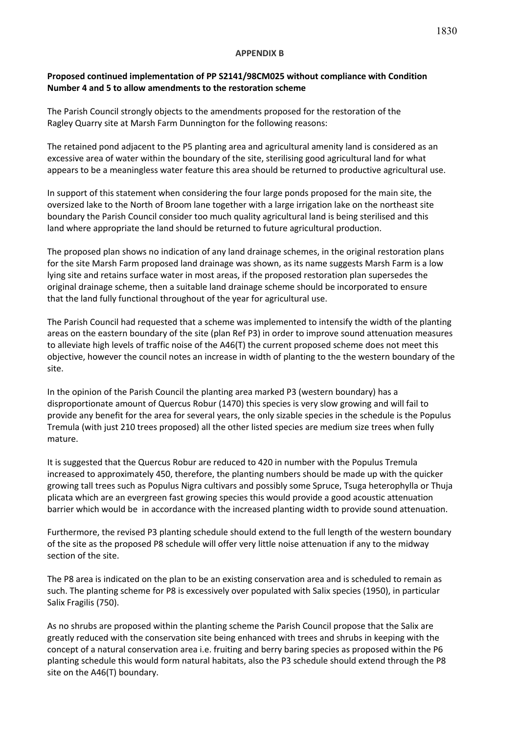**APPENDIX B**

**Proposed continued implementation of PP S2141/98CM025 without compliance with Condition Number 4 and 5 to allow amendments to the restoration scheme**

The Parish Council strongly objects to the amendments proposed for the restoration of the Ragley Quarry site at Marsh Farm Dunnington for the following reasons:

The retained pond adjacent to the P5 planting area and agricultural amenity land is considered as an excessive area of water within the boundary of the site, sterilising good agricultural land for what appears to be a meaningless water feature this area should be returned to productive agricultural use.

In support of this statement when considering the four large ponds proposed for the main site, the oversized lake to the North of Broom lane together with a large irrigation lake on the northeast site boundary the Parish Council consider too much quality agricultural land is being sterilised and this land where appropriate the land should be returned to future agricultural production.

The proposed plan shows no indication of any land drainage schemes, in the original restoration plans for the site Marsh Farm proposed land drainage was shown, as its name suggests Marsh Farm is a low lying site and retains surface water in most areas, if the proposed restoration plan supersedes the original drainage scheme, then a suitable land drainage scheme should be incorporated to ensure that the land fully functional throughout of the year for agricultural use.

The Parish Council had requested that a scheme was implemented to intensify the width of the planting areas on the eastern boundary of the site (plan Ref P3) in order to improve sound attenuation measures to alleviate high levels of traffic noise of the A46(T) the current proposed scheme does not meet this objective, however the council notes an increase in width of planting to the the western boundary of the site.

In the opinion of the Parish Council the planting area marked P3 (western boundary) has a disproportionate amount of Quercus Robur (1470) this species is very slow growing and will fail to provide any benefit for the area for several years, the only sizable species in the schedule is the Populus Tremula (with just 210 trees proposed) all the other listed species are medium size trees when fully mature.

It is suggested that the Quercus Robur are reduced to 420 in number with the Populus Tremula increased to approximately 450, therefore, the planting numbers should be made up with the quicker growing tall trees such as Populus Nigra cultivars and possibly some Spruce, Tsuga heterophylla or Thuja plicata which are an evergreen fast growing species this would provide a good acoustic attenuation barrier which would be in accordance with the increased planting width to provide sound attenuation.

Furthermore, the revised P3 planting schedule should extend to the full length of the western boundary of the site as the proposed P8 schedule will offer very little noise attenuation if any to the midway section of the site.

The P8 area is indicated on the plan to be an existing conservation area and is scheduled to remain as such. The planting scheme for P8 is excessively over populated with Salix species (1950), in particular Salix Fragilis (750).

As no shrubs are proposed within the planting scheme the Parish Council propose that the Salix are greatly reduced with the conservation site being enhanced with trees and shrubs in keeping with the concept of a natural conservation area i.e. fruiting and berry baring species as proposed within the P6 planting schedule this would form natural habitats, also the P3 schedule should extend through the P8 site on the A46(T) boundary.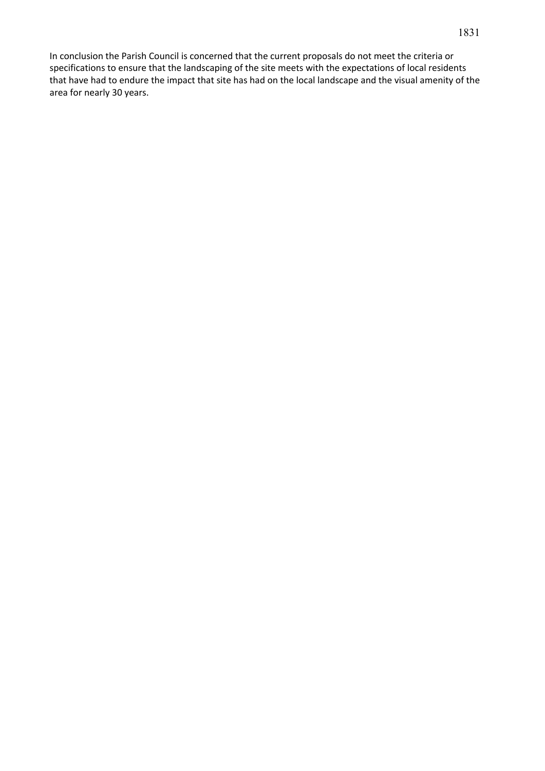In conclusion the Parish Council is concerned that the current proposals do not meet the criteria or specifications to ensure that the landscaping of the site meets with the expectations of local residents that have had to endure the impact that site has had on the local landscape and the visual amenity of the area for nearly 30 years.